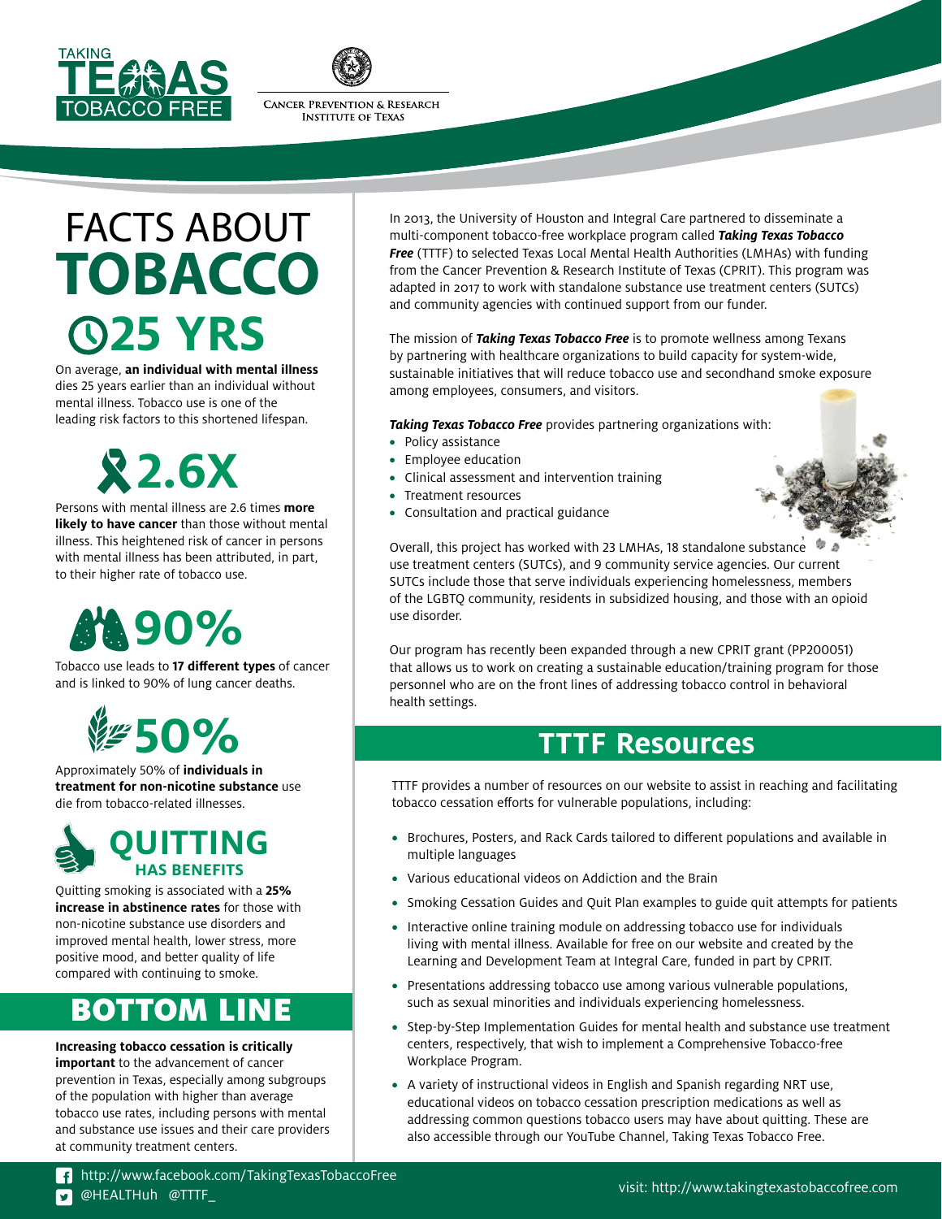TAKING TEXAS TOBACCO FREE

CANCER PREVENTION & RESEARCH INSTITUTE OF TEXAS

# FACTS ABOUT TOBACCO

## 25 YRS

On average, **an individual with mental illness** dies 25 years earlier than an individual without mental illness. Tobacco use is one of the leading risk factors to this shortened lifespan.

## 2.6X

Persons with mental illness are 2.6 times **more likely to have cancer** than those without mental illness. This heightened risk of cancer in persons with mental illness has been attributed, in part, to their higher rate of tobacco use.

## 90%

Tobacco use leads to **17 different types** of cancer and is linked to 90% of lung cancer deaths.

## 50%

Approximately 50% of **individuals in treatment for non-nicotine substance** use die from tobacco-related illnesses.

## QUITTING HAS BENEFITS

Quitting smoking is associated with a **25% increase in abstinence rates** for those with non-nicotine substance use disorders and improved mental health, lower stress, more positive mood, and better quality of life compared with continuing to smoke.

## BOTTOM LINE

**Increasing tobacco cessation is critically important** to the advancement of cancer prevention in Texas, especially among subgroups of the population with higher than average tobacco use rates, including persons with mental and substance use issues and their care providers at community treatment centers.

In 2013, the University of Houston and Integral Care partnered to disseminate a multi-component tobacco-free workplace program called ***Taking Texas Tobacco Free*** (TTTF) to selected Texas Local Mental Health Authorities (LMHAs) with funding from the Cancer Prevention & Research Institute of Texas (CPRIT). This program was adapted in 2017 to work with standalone substance use treatment centers (SUTCs) and community agencies with continued support from our funder.

The mission of ***Taking Texas Tobacco Free*** is to promote wellness among Texans by partnering with healthcare organizations to build capacity for system-wide, sustainable initiatives that will reduce tobacco use and secondhand smoke exposure among employees, consumers, and visitors.

***Taking Texas Tobacco Free*** provides partnering organizations with:

- Policy assistance
- Employee education
- Clinical assessment and intervention training
- Treatment resources
- Consultation and practical guidance

Overall, this project has worked with 23 LMHAs, 18 standalone substance use treatment centers (SUTCs), and 9 community service agencies. Our current SUTCs include those that serve individuals experiencing homelessness, members of the LGBTQ community, residents in subsidized housing, and those with an opioid use disorder.

Our program has recently been expanded through a new CPRIT grant (PP200051) that allows us to work on creating a sustainable education/training program for those personnel who are on the front lines of addressing tobacco control in behavioral health settings.

## TTTF Resources

TTTF provides a number of resources on our website to assist in reaching and facilitating tobacco cessation efforts for vulnerable populations, including:

- Brochures, Posters, and Rack Cards tailored to different populations and available in multiple languages
- Various educational videos on Addiction and the Brain
- Smoking Cessation Guides and Quit Plan examples to guide quit attempts for patients
- Interactive online training module on addressing tobacco use for individuals living with mental illness. Available for free on our website and created by the Learning and Development Team at Integral Care, funded in part by CPRIT.
- Presentations addressing tobacco use among various vulnerable populations, such as sexual minorities and individuals experiencing homelessness.
- Step-by-Step Implementation Guides for mental health and substance use treatment centers, respectively, that wish to implement a Comprehensive Tobacco-free Workplace Program.
- A variety of instructional videos in English and Spanish regarding NRT use, educational videos on tobacco cessation prescription medications as well as addressing common questions tobacco users may have about quitting. These are also accessible through our YouTube Channel, Taking Texas Tobacco Free.

http://www.facebook.com/TakingTexasTobaccoFree
@HEALTHuh @TTTF_

visit: http://www.takingtexastobaccofree.com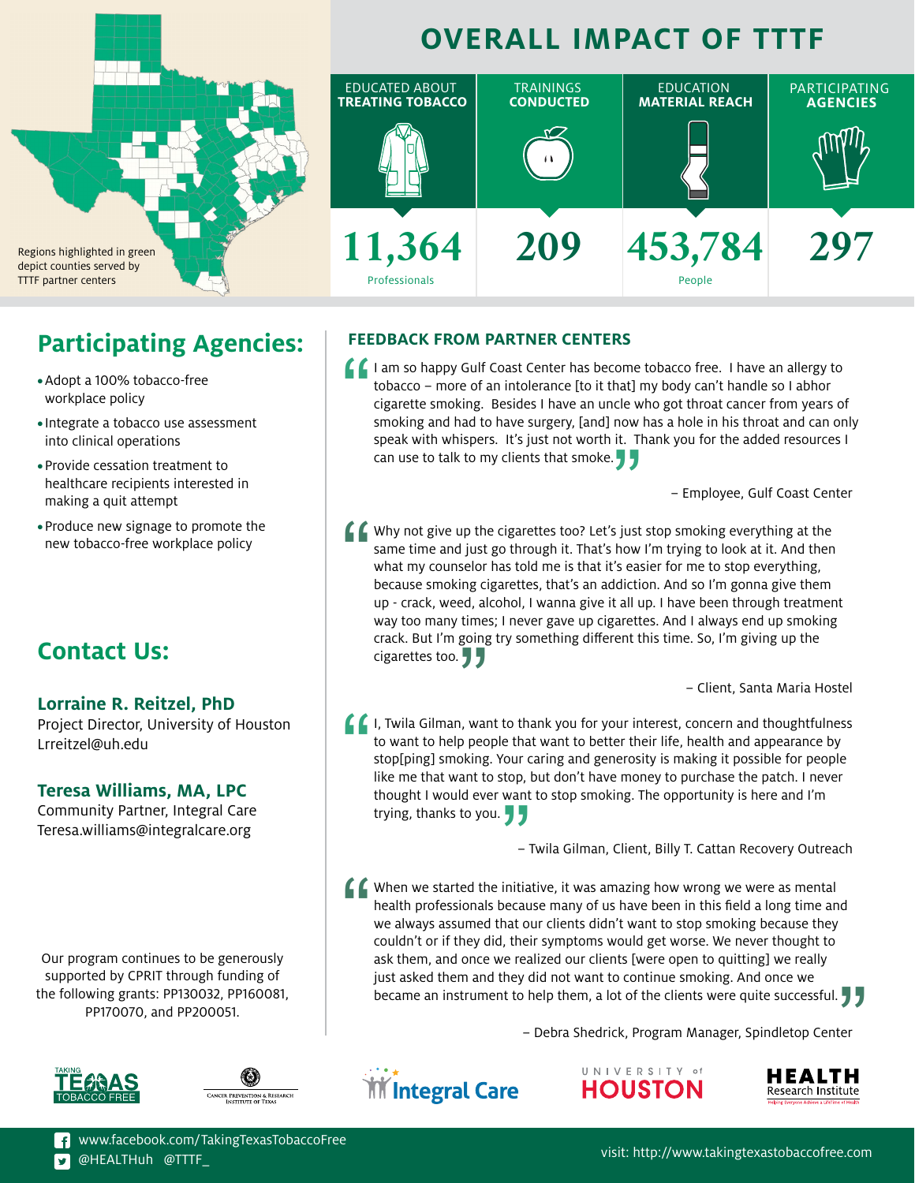Regions highlighted in green depict counties served by TTTF partner centers

# OVERALL IMPACT OF TTTF

| EDUCATED ABOUT TREATING TOBACCO | TRAININGS CONDUCTED | EDUCATION MATERIAL REACH | PARTICIPATING AGENCIES |
|---|---|---|---|
| 11,364 Professionals | 209 | 453,784 People | 297 |

## Participating Agencies:

- Adopt a 100% tobacco-free workplace policy
- Integrate a tobacco use assessment into clinical operations
- Provide cessation treatment to healthcare recipients interested in making a quit attempt
- Produce new signage to promote the new tobacco-free workplace policy

## Contact Us:

**Lorraine R. Reitzel, PhD**
Project Director, University of Houston
Lrreitzel@uh.edu

**Teresa Williams, MA, LPC**
Community Partner, Integral Care
Teresa.williams@integralcare.org

Our program continues to be generously supported by CPRIT through funding of the following grants: PP130032, PP160081, PP170070, and PP200051.

### FEEDBACK FROM PARTNER CENTERS

"I am so happy Gulf Coast Center has become tobacco free. I have an allergy to tobacco – more of an intolerance [to it that] my body can't handle so I abhor cigarette smoking. Besides I have an uncle who got throat cancer from years of smoking and had to have surgery, [and] now has a hole in his throat and can only speak with whispers. It's just not worth it. Thank you for the added resources I can use to talk to my clients that smoke."

– Employee, Gulf Coast Center

"Why not give up the cigarettes too? Let's just stop smoking everything at the same time and just go through it. That's how I'm trying to look at it. And then what my counselor has told me is that it's easier for me to stop everything, because smoking cigarettes, that's an addiction. And so I'm gonna give them up - crack, weed, alcohol, I wanna give it all up. I have been through treatment way too many times; I never gave up cigarettes. And I always end up smoking crack. But I'm going try something different this time. So, I'm giving up the cigarettes too."

– Client, Santa Maria Hostel

"I, Twila Gilman, want to thank you for your interest, concern and thoughtfulness to want to help people that want to better their life, health and appearance by stop[ping] smoking. Your caring and generosity is making it possible for people like me that want to stop, but don't have money to purchase the patch. I never thought I would ever want to stop smoking. The opportunity is here and I'm trying, thanks to you."

– Twila Gilman, Client, Billy T. Cattan Recovery Outreach

"When we started the initiative, it was amazing how wrong we were as mental health professionals because many of us have been in this field a long time and we always assumed that our clients didn't want to stop smoking because they couldn't or if they did, their symptoms would get worse. We never thought to ask them, and once we realized our clients [were open to quitting] we really just asked them and they did not want to continue smoking. And once we became an instrument to help them, a lot of the clients were quite successful."

– Debra Shedrick, Program Manager, Spindletop Center

Taking Texas Tobacco Free | Cancer Prevention & Research Institute of Texas | Integral Care | University of Houston | HEALTH Research Institute

www.facebook.com/TakingTexasTobaccoFree
@HEALTHuh @TTTF_

visit: http://www.takingtexastobaccofree.com